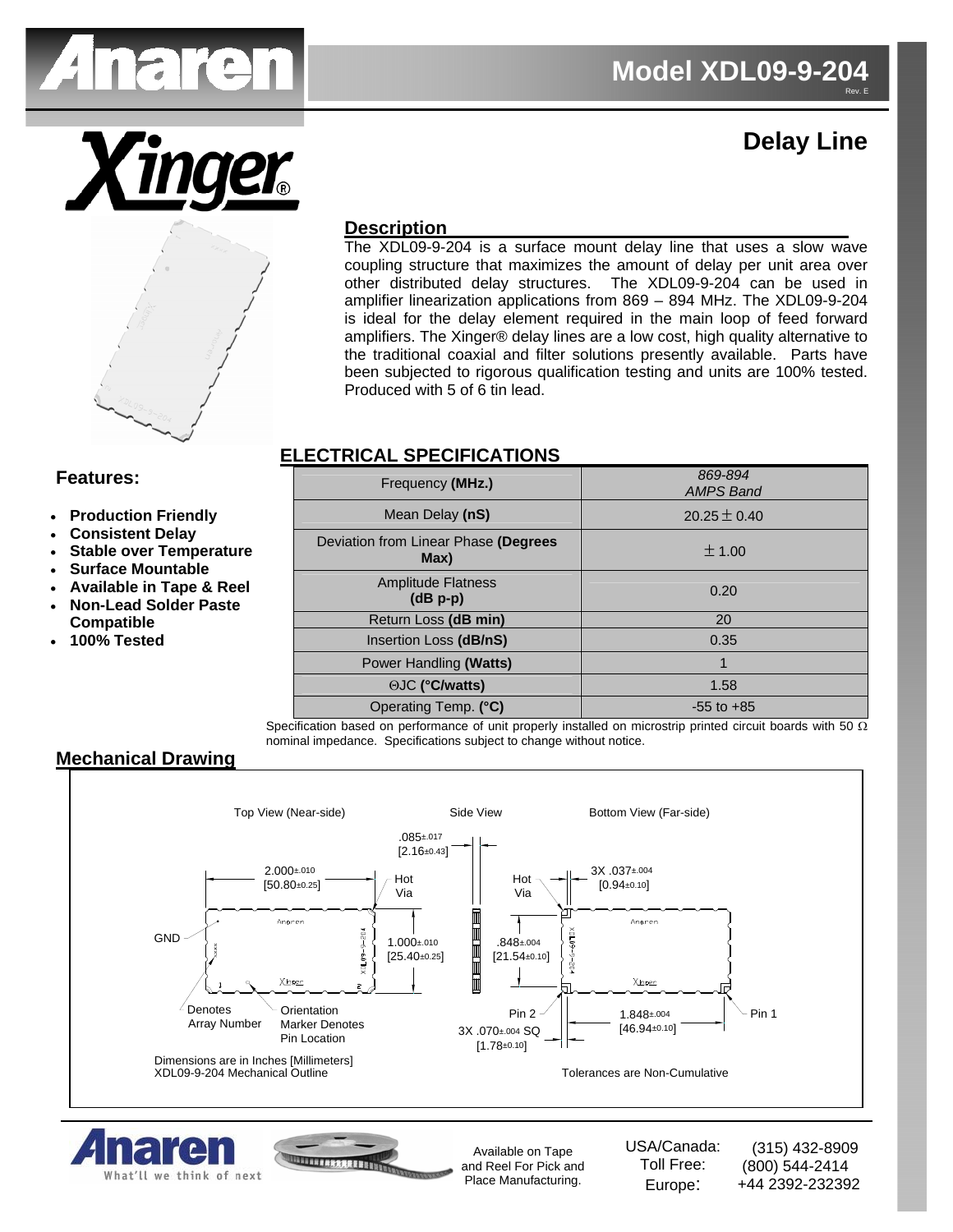# Model XDL09-9-204

Rev. E

## Delay Line

### Description

The XDL09-9-204 is a surface mount delay line that uses a slow wave coupling structure that maximizes the amount of delay per unit area over other distributed delay structures. The XDL09-9-204 can be used in amplifier linearization applications from 869 – 894 MHz. The XDL09-9-204 is ideal for the delay element required in the main loop of feed forward amplifiers. The Xinger® delay lines are a low cost, high quality alternative to the traditional coaxial and filter solutions presently available. Parts have been subjected to rigorous qualification testing and units are 100% tested. Produced with 5 of 6 tin lead.

### Features:

- **Production Friendly**
- **Consistent Delay**
- **Stable over Temperature**
- **Surface Mountable**
- **Available in Tape & Reel**
- **Non-Lead Solder Paste Compatible**
- **100% Tested**

### ELECTRICAL SPECIFICATIONS

| Frequency **(MHz.)** | *869-894 AMPS Band* |
|---|---|
| Mean Delay **(nS)** | 20.25 ± 0.40 |
| Deviation from Linear Phase **(Degrees Max)** | ± 1.00 |
| Amplitude Flatness **(dB p-p)** | 0.20 |
| Return Loss **(dB min)** | 20 |
| Insertion Loss **(dB/nS)** | 0.35 |
| Power Handling **(Watts)** | 1 |
| ΘJC **(°C/watts)** | 1.58 |
| Operating Temp. **(°C)** | -55 to +85 |

Specification based on performance of unit properly installed on microstrip printed circuit boards with 50 Ω nominal impedance. Specifications subject to change without notice.

### Mechanical Drawing

Top View (Near-side)

Side View

Bottom View (Far-side)

.085±.017 [2.16±0.43]

2.000±.010 [50.80±0.25]

Hot Via

Hot Via

3X .037±.004 [0.94±0.10]

GND

1.000±.010 [25.40±0.25]

.848±.004 [21.54±0.10]

Denotes Array Number

Orientation Marker Denotes Pin Location

Pin 2

3X .070±.004 SQ [1.78±0.10]

1.848±.004 [46.94±0.10]

Pin 1

Dimensions are in Inches [Millimeters]
XDL09-9-204 Mechanical Outline

Tolerances are Non-Cumulative

What'll we think of next

Available on Tape and Reel For Pick and Place Manufacturing.

USA/Canada: (315) 432-8909
Toll Free: (800) 544-2414
Europe: +44 2392-232392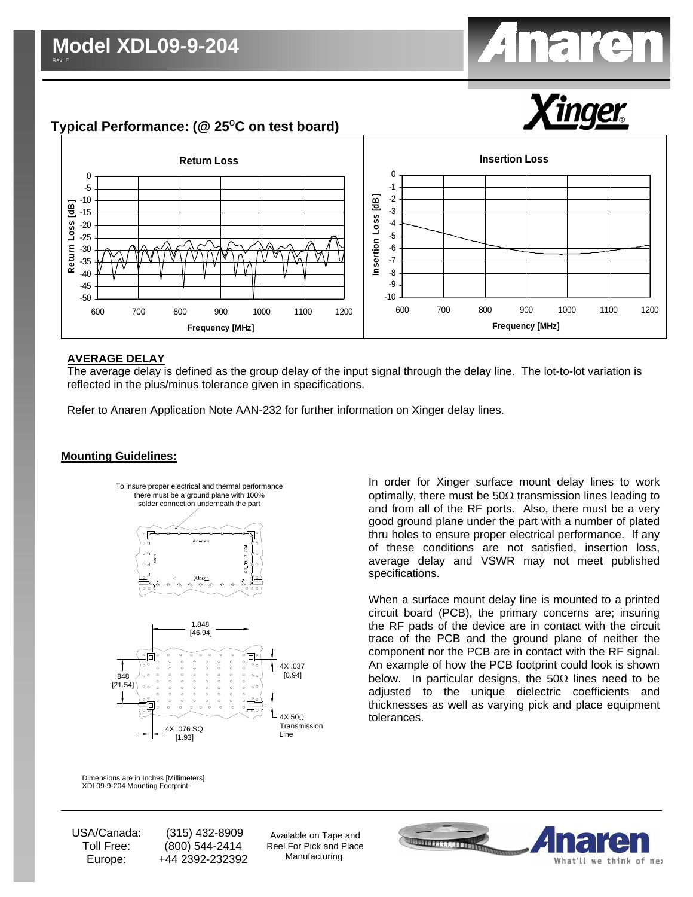## Typical Performance: (@ 25°C on test board)

**Return Loss**

Return Loss [dB]

0
-5
-10
-15
-20
-25
-30
-35
-40
-45
-50

600 700 800 900 1000 1100 1200

Frequency [MHz]

**Insertion Loss**

Insertion Loss [dB]

0
-1
-2
-3
-4
-5
-6
-7
-8
-9
-10

600 700 800 900 1000 1100 1200

Frequency [MHz]

**AVERAGE DELAY**

The average delay is defined as the group delay of the input signal through the delay line. The lot-to-lot variation is reflected in the plus/minus tolerance given in specifications.

Refer to Anaren Application Note AAN-232 for further information on Xinger delay lines.

**Mounting Guidelines:**

To insure proper electrical and thermal performance there must be a ground plane with 100% solder connection underneath the part

1.848 [46.94]

.848 [21.54]

4X .037 [0.94]

4X 50Ω Transmission Line

4X .076 SQ [1.93]

Dimensions are in Inches [Millimeters]
XDL09-9-204 Mounting Footprint

In order for Xinger surface mount delay lines to work optimally, there must be 50Ω transmission lines leading to and from all of the RF ports. Also, there must be a very good ground plane under the part with a number of plated thru holes to ensure proper electrical performance. If any of these conditions are not satisfied, insertion loss, average delay and VSWR may not meet published specifications.

When a surface mount delay line is mounted to a printed circuit board (PCB), the primary concerns are; insuring the RF pads of the device are in contact with the circuit trace of the PCB and the ground plane of neither the component nor the PCB are in contact with the RF signal. An example of how the PCB footprint could look is shown below. In particular designs, the 50Ω lines need to be adjusted to the unique dielectric coefficients and thicknesses as well as varying pick and place equipment tolerances.

| | |
|---|---|
| USA/Canada: | (315) 432-8909 |
| Toll Free: | (800) 544-2414 |
| Europe: | +44 2392-232392 |

Available on Tape and Reel For Pick and Place Manufacturing.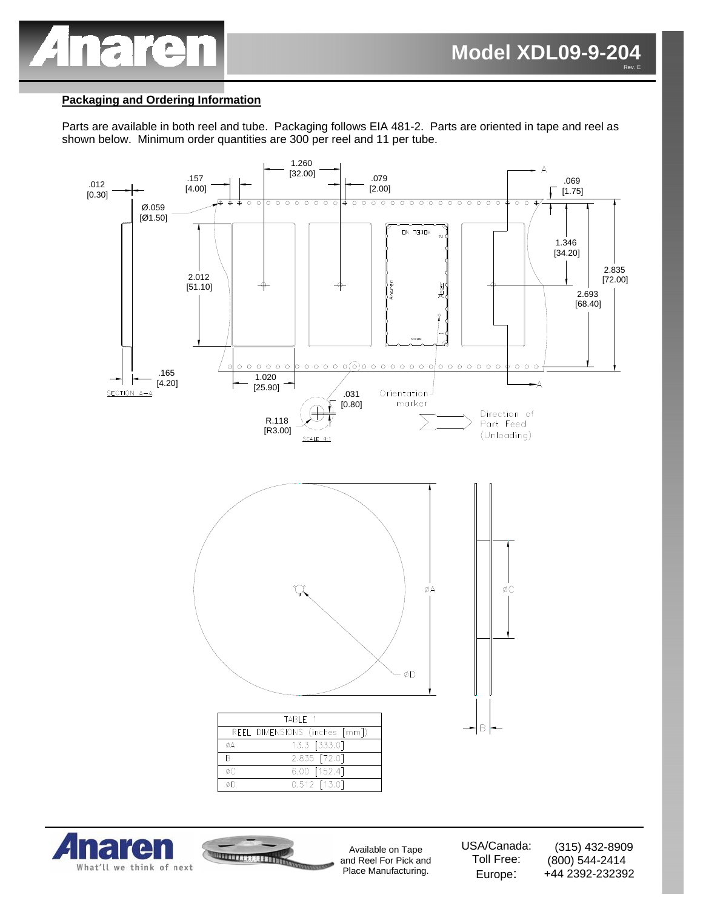### Packaging and Ordering Information

Parts are available in both reel and tube. Packaging follows EIA 481-2. Parts are oriented in tape and reel as shown below. Minimum order quantities are 300 per reel and 11 per tube.

.012 [0.30]
.157 [4.00]
1.260 [32.00]
.079 [2.00]
.069 [1.75]
Ø.059 [Ø1.50]
2.012 [51.10]
1.346 [34.20]
2.835 [72.00]
2.693 [68.40]
.165 [4.20]
SECTION A–A
1.020 [25.90]
.031 [0.80]
R.118 [R3.00]
SCALE 4:1
Orientation marker
Direction of Part Feed (Unloading)

ØA
ØC
ØD
B

| TABLE 1 | |
|---|---|
| REEL DIMENSIONS (inches [mm]) | |
| ØA | 13.3 [333.0] |
| B | 2.835 [72.0] |
| ØC | 6.00 [152.4] |
| ØD | 0.512 [13.0] |

Available on Tape and Reel For Pick and Place Manufacturing.

| | |
|---|---|
| USA/Canada: | (315) 432-8909 |
| Toll Free: | (800) 544-2414 |
| Europe: | +44 2392-232392 |